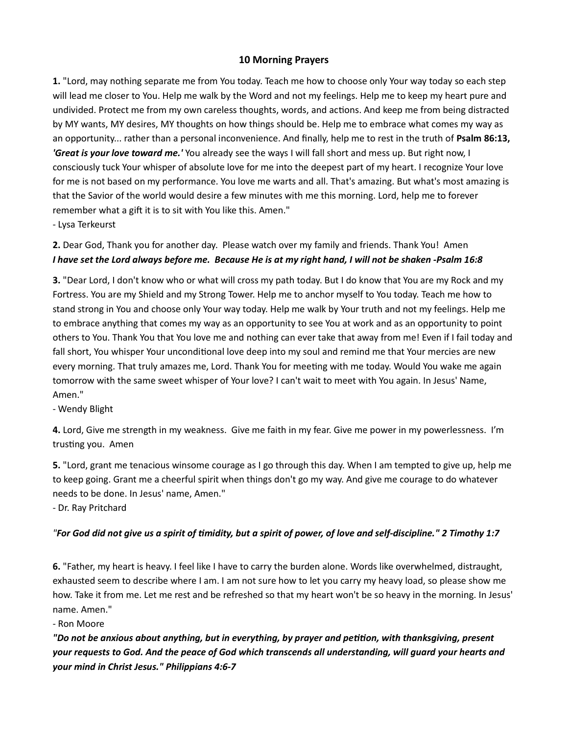# 10 Morning Prayers

**1.** "Lord, may nothing separate me from You today. Teach me how to choose only Your way today so each step will lead me closer to You. Help me walk by the Word and not my feelings. Help me to keep my heart pure and undivided. Protect me from my own careless thoughts, words, and actions. And keep me from being distracted by MY wants, MY desires, MY thoughts on how things should be. Help me to embrace what comes my way as an opportunity... rather than a personal inconvenience. And finally, help me to rest in the truth of **Psalm 86:13, *'Great is your love toward me.'*** You already see the ways I will fall short and mess up. But right now, I consciously tuck Your whisper of absolute love for me into the deepest part of my heart. I recognize Your love for me is not based on my performance. You love me warts and all. That's amazing. But what's most amazing is that the Savior of the world would desire a few minutes with me this morning. Lord, help me to forever remember what a gift it is to sit with You like this. Amen."
- Lysa Terkeurst

**2.** Dear God, Thank you for another day. Please watch over my family and friends. Thank You! Amen
***I have set the Lord always before me. Because He is at my right hand, I will not be shaken -Psalm 16:8***

**3.** "Dear Lord, I don't know who or what will cross my path today. But I do know that You are my Rock and my Fortress. You are my Shield and my Strong Tower. Help me to anchor myself to You today. Teach me how to stand strong in You and choose only Your way today. Help me walk by Your truth and not my feelings. Help me to embrace anything that comes my way as an opportunity to see You at work and as an opportunity to point others to You. Thank You that You love me and nothing can ever take that away from me! Even if I fail today and fall short, You whisper Your unconditional love deep into my soul and remind me that Your mercies are new every morning. That truly amazes me, Lord. Thank You for meeting with me today. Would You wake me again tomorrow with the same sweet whisper of Your love? I can't wait to meet with You again. In Jesus' Name, Amen."
- Wendy Blight

**4.** Lord, Give me strength in my weakness. Give me faith in my fear. Give me power in my powerlessness. I'm trusting you. Amen

**5.** "Lord, grant me tenacious winsome courage as I go through this day. When I am tempted to give up, help me to keep going. Grant me a cheerful spirit when things don't go my way. And give me courage to do whatever needs to be done. In Jesus' name, Amen."
- Dr. Ray Pritchard

*"**For God did not give us a spirit of timidity, but a spirit of power, of love and self-discipline." 2 Timothy 1:7***

**6.** "Father, my heart is heavy. I feel like I have to carry the burden alone. Words like overwhelmed, distraught, exhausted seem to describe where I am. I am not sure how to let you carry my heavy load, so please show me how. Take it from me. Let me rest and be refreshed so that my heart won't be so heavy in the morning. In Jesus' name. Amen."
- Ron Moore
***"Do not be anxious about anything, but in everything, by prayer and petition, with thanksgiving, present your requests to God. And the peace of God which transcends all understanding, will guard your hearts and your mind in Christ Jesus." Philippians 4:6-7***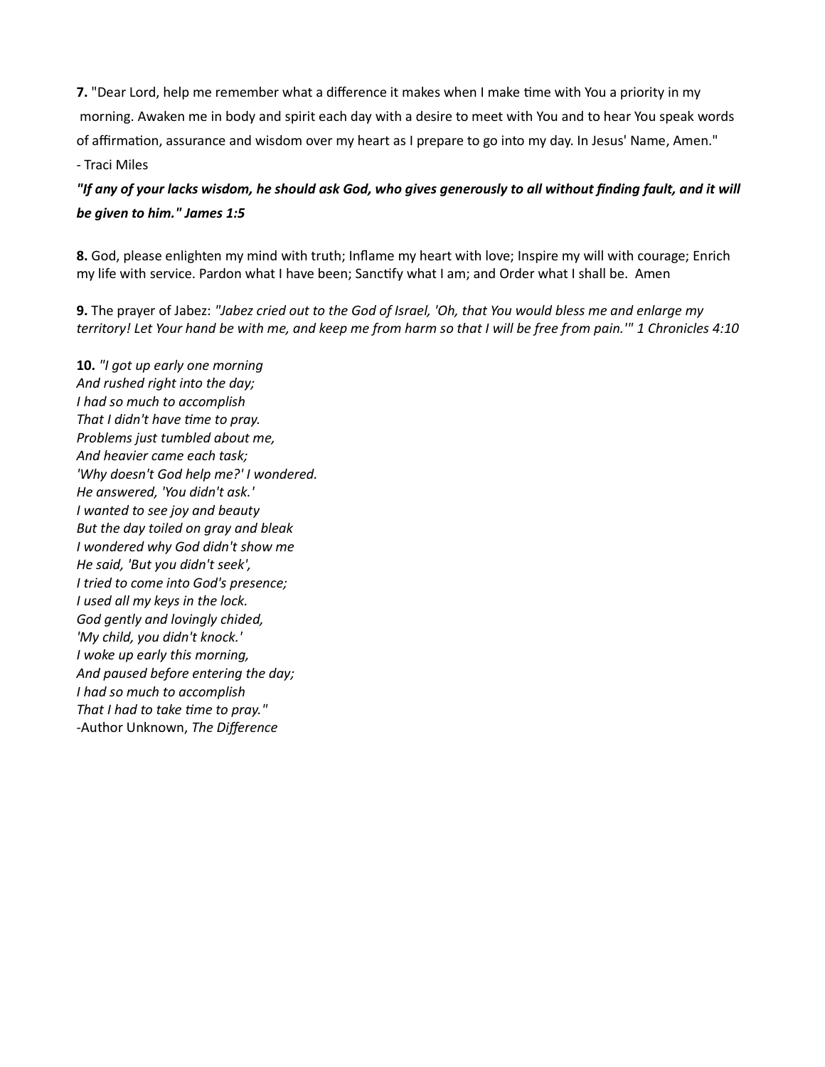**7.** "Dear Lord, help me remember what a difference it makes when I make time with You a priority in my morning. Awaken me in body and spirit each day with a desire to meet with You and to hear You speak words of affirmation, assurance and wisdom over my heart as I prepare to go into my day. In Jesus' Name, Amen."
- Traci Miles

***"If any of your lacks wisdom, he should ask God, who gives generously to all without finding fault, and it will be given to him." James 1:5***

**8.** God, please enlighten my mind with truth; Inflame my heart with love; Inspire my will with courage; Enrich my life with service. Pardon what I have been; Sanctify what I am; and Order what I shall be. Amen

**9.** The prayer of Jabez: *"Jabez cried out to the God of Israel, 'Oh, that You would bless me and enlarge my territory! Let Your hand be with me, and keep me from harm so that I will be free from pain.'" 1 Chronicles 4:10*

**10.** *"I got up early one morning*
*And rushed right into the day;*
*I had so much to accomplish*
*That I didn't have time to pray.*
*Problems just tumbled about me,*
*And heavier came each task;*
*'Why doesn't God help me?' I wondered.*
*He answered, 'You didn't ask.'*
*I wanted to see joy and beauty*
*But the day toiled on gray and bleak*
*I wondered why God didn't show me*
*He said, 'But you didn't seek',*
*I tried to come into God's presence;*
*I used all my keys in the lock.*
*God gently and lovingly chided,*
*'My child, you didn't knock.'*
*I woke up early this morning,*
*And paused before entering the day;*
*I had so much to accomplish*
*That I had to take time to pray."*
-Author Unknown, *The Difference*